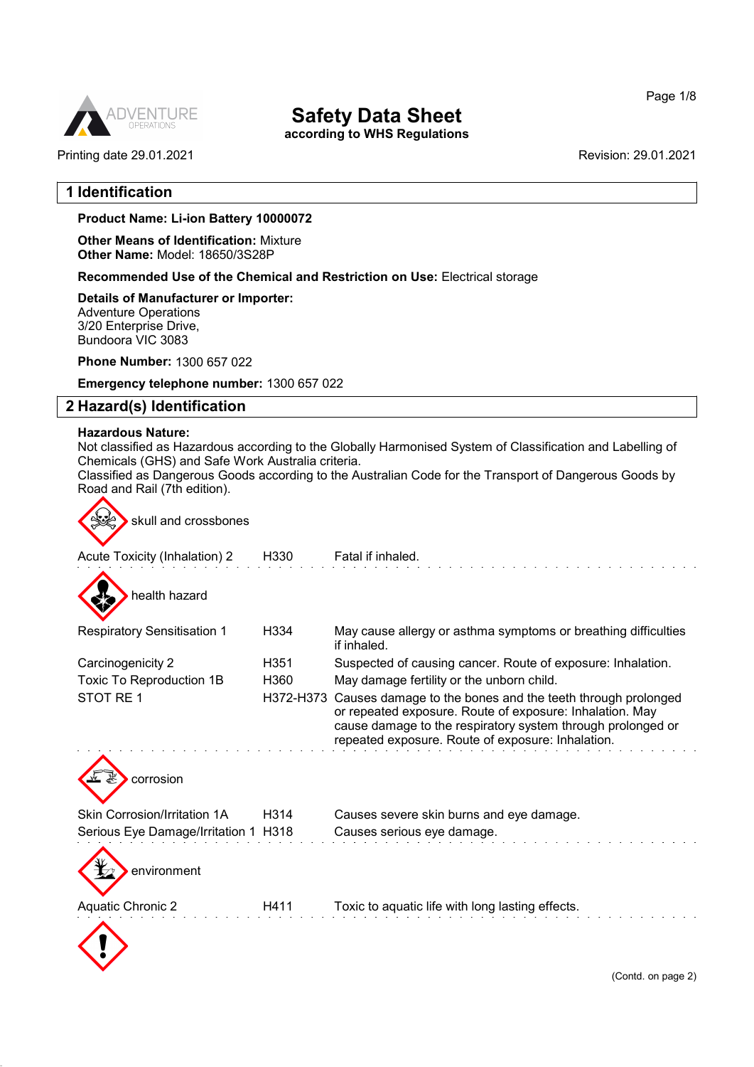# Safety Data Sheet

**according to WHS Regulations**

Printing date 29.01.2021 Revision: 29.01.2021

## 1 Identification

**Product Name: Li-ion Battery 10000072**

**Other Means of Identification:** Mixture
**Other Name:** Model: 18650/3S28P

**Recommended Use of the Chemical and Restriction on Use:** Electrical storage

**Details of Manufacturer or Importer:**
Adventure Operations
3/20 Enterprise Drive,
Bundoora VIC 3083

**Phone Number:** 1300 657 022

**Emergency telephone number:** 1300 657 022

## 2 Hazard(s) Identification

**Hazardous Nature:**
Not classified as Hazardous according to the Globally Harmonised System of Classification and Labelling of Chemicals (GHS) and Safe Work Australia criteria.
Classified as Dangerous Goods according to the Australian Code for the Transport of Dangerous Goods by Road and Rail (7th edition).

skull and crossbones

| | | |
|---|---|---|
| Acute Toxicity (Inhalation) 2 | H330 | Fatal if inhaled. |

health hazard

| | | |
|---|---|---|
| Respiratory Sensitisation 1 | H334 | May cause allergy or asthma symptoms or breathing difficulties if inhaled. |
| Carcinogenicity 2 | H351 | Suspected of causing cancer. Route of exposure: Inhalation. |
| Toxic To Reproduction 1B | H360 | May damage fertility or the unborn child. |
| STOT RE 1 | H372-H373 | Causes damage to the bones and the teeth through prolonged or repeated exposure. Route of exposure: Inhalation. May cause damage to the respiratory system through prolonged or repeated exposure. Route of exposure: Inhalation. |

corrosion

| | | |
|---|---|---|
| Skin Corrosion/Irritation 1A | H314 | Causes severe skin burns and eye damage. |
| Serious Eye Damage/Irritation 1 | H318 | Causes serious eye damage. |

environment

| | | |
|---|---|---|
| Aquatic Chronic 2 | H411 | Toxic to aquatic life with long lasting effects. |

(Contd. on page 2)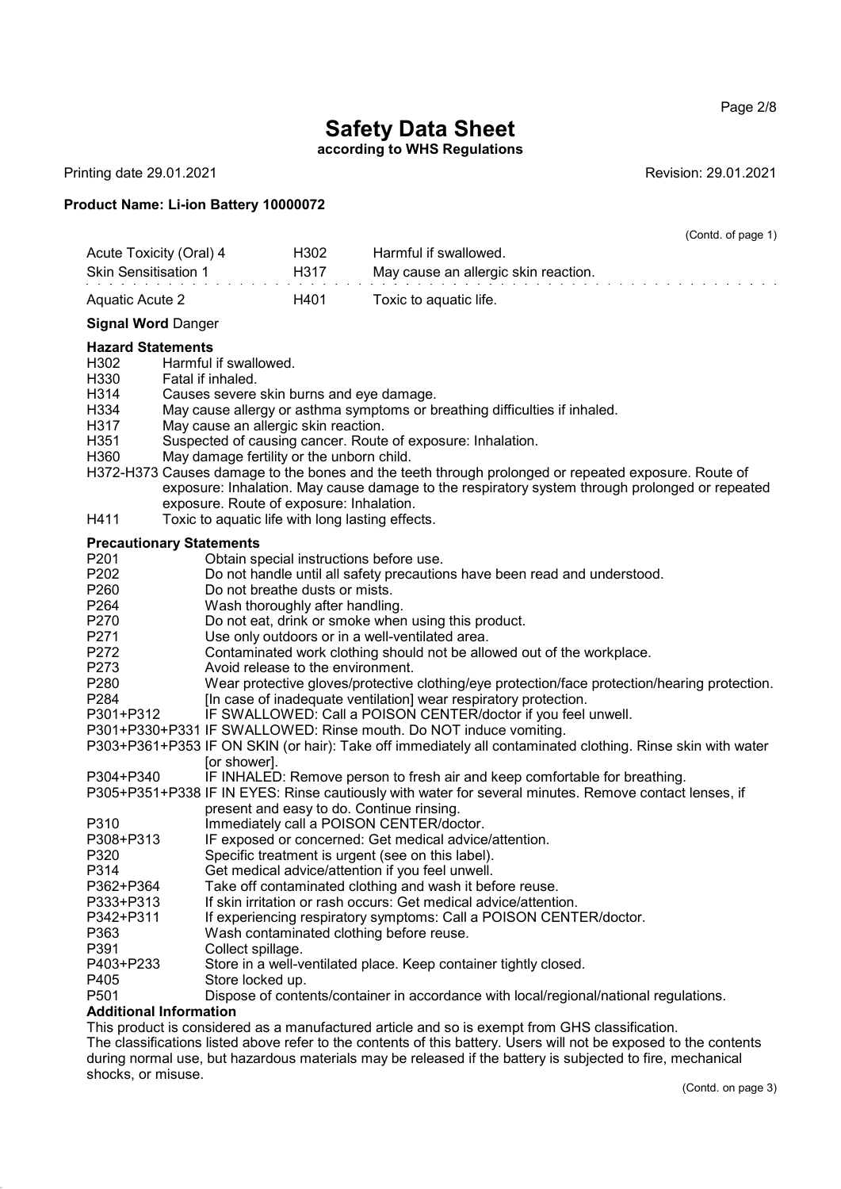# Safety Data Sheet

**according to WHS Regulations**

Printing date 29.01.2021 Revision: 29.01.2021

**Product Name: Li-ion Battery 10000072**

(Contd. of page 1)

| | | |
|---|---|---|
| Acute Toxicity (Oral) 4 | H302 | Harmful if swallowed. |
| Skin Sensitisation 1 | H317 | May cause an allergic skin reaction. |
| Aquatic Acute 2 | H401 | Toxic to aquatic life. |

**Signal Word** Danger

**Hazard Statements**

H302 Harmful if swallowed.
H330 Fatal if inhaled.
H314 Causes severe skin burns and eye damage.
H334 May cause allergy or asthma symptoms or breathing difficulties if inhaled.
H317 May cause an allergic skin reaction.
H351 Suspected of causing cancer. Route of exposure: Inhalation.
H360 May damage fertility or the unborn child.
H372-H373 Causes damage to the bones and the teeth through prolonged or repeated exposure. Route of exposure: Inhalation. May cause damage to the respiratory system through prolonged or repeated exposure. Route of exposure: Inhalation.
H411 Toxic to aquatic life with long lasting effects.

**Precautionary Statements**

P201 Obtain special instructions before use.
P202 Do not handle until all safety precautions have been read and understood.
P260 Do not breathe dusts or mists.
P264 Wash thoroughly after handling.
P270 Do not eat, drink or smoke when using this product.
P271 Use only outdoors or in a well-ventilated area.
P272 Contaminated work clothing should not be allowed out of the workplace.
P273 Avoid release to the environment.
P280 Wear protective gloves/protective clothing/eye protection/face protection/hearing protection.
P284 [In case of inadequate ventilation] wear respiratory protection.
P301+P312 IF SWALLOWED: Call a POISON CENTER/doctor if you feel unwell.
P301+P330+P331 IF SWALLOWED: Rinse mouth. Do NOT induce vomiting.
P303+P361+P353 IF ON SKIN (or hair): Take off immediately all contaminated clothing. Rinse skin with water [or shower].
P304+P340 IF INHALED: Remove person to fresh air and keep comfortable for breathing.
P305+P351+P338 IF IN EYES: Rinse cautiously with water for several minutes. Remove contact lenses, if present and easy to do. Continue rinsing.
P310 Immediately call a POISON CENTER/doctor.
P308+P313 IF exposed or concerned: Get medical advice/attention.
P320 Specific treatment is urgent (see on this label).
P314 Get medical advice/attention if you feel unwell.
P362+P364 Take off contaminated clothing and wash it before reuse.
P333+P313 If skin irritation or rash occurs: Get medical advice/attention.
P342+P311 If experiencing respiratory symptoms: Call a POISON CENTER/doctor.
P363 Wash contaminated clothing before reuse.
P391 Collect spillage.
P403+P233 Store in a well-ventilated place. Keep container tightly closed.
P405 Store locked up.
P501 Dispose of contents/container in accordance with local/regional/national regulations.

**Additional Information**

This product is considered as a manufactured article and so is exempt from GHS classification.
The classifications listed above refer to the contents of this battery. Users will not be exposed to the contents during normal use, but hazardous materials may be released if the battery is subjected to fire, mechanical shocks, or misuse.

(Contd. on page 3)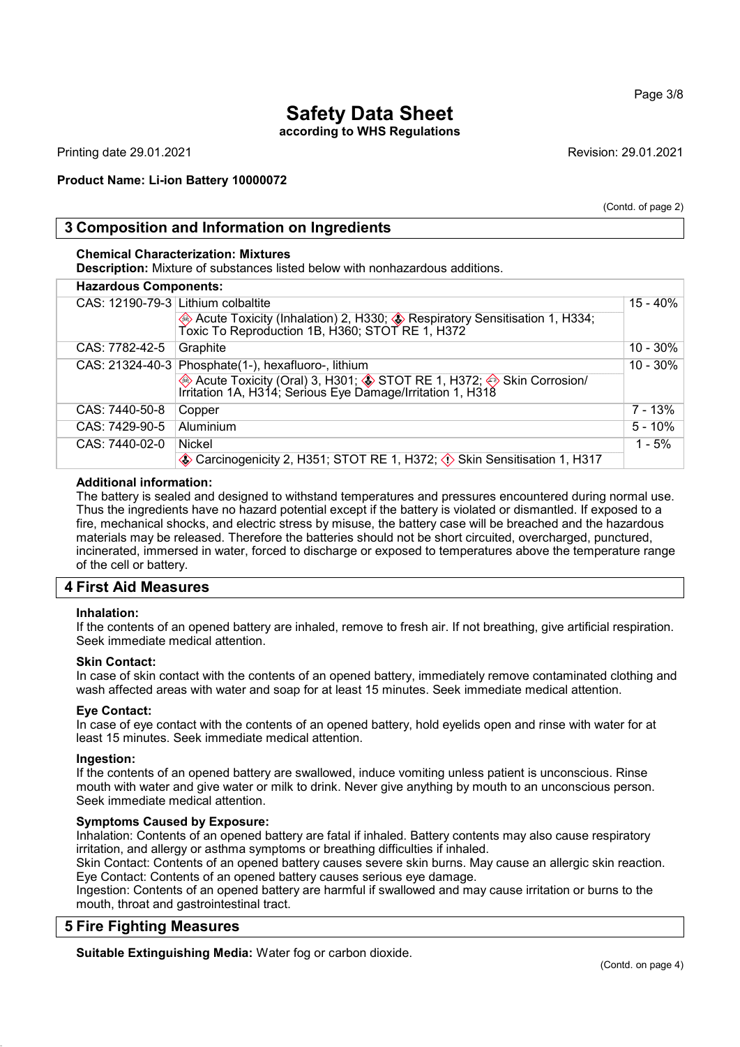# Safety Data Sheet

**according to WHS Regulations**

Printing date 29.01.2021 Revision: 29.01.2021

**Product Name: Li-ion Battery 10000072**

(Contd. of page 2)

## 3 Composition and Information on Ingredients

**Chemical Characterization: Mixtures**

**Description:** Mixture of substances listed below with nonhazardous additions.

| **Hazardous Components:** | | |
|---|---|---|
| CAS: 12190-79-3 | Lithium colbaltite | 15 - 40% |
| | Acute Toxicity (Inhalation) 2, H330; Respiratory Sensitisation 1, H334; Toxic To Reproduction 1B, H360; STOT RE 1, H372 | |
| CAS: 7782-42-5 | Graphite | 10 - 30% |
| CAS: 21324-40-3 | Phosphate(1-), hexafluoro-, lithium | 10 - 30% |
| | Acute Toxicity (Oral) 3, H301; STOT RE 1, H372; Skin Corrosion/ Irritation 1A, H314; Serious Eye Damage/Irritation 1, H318 | |
| CAS: 7440-50-8 | Copper | 7 - 13% |
| CAS: 7429-90-5 | Aluminium | 5 - 10% |
| CAS: 7440-02-0 | Nickel | 1 - 5% |
| | Carcinogenicity 2, H351; STOT RE 1, H372; Skin Sensitisation 1, H317 | |

**Additional information:**

The battery is sealed and designed to withstand temperatures and pressures encountered during normal use. Thus the ingredients have no hazard potential except if the battery is violated or dismantled. If exposed to a fire, mechanical shocks, and electric stress by misuse, the battery case will be breached and the hazardous materials may be released. Therefore the batteries should not be short circuited, overcharged, punctured, incinerated, immersed in water, forced to discharge or exposed to temperatures above the temperature range of the cell or battery.

## 4 First Aid Measures

**Inhalation:**

If the contents of an opened battery are inhaled, remove to fresh air. If not breathing, give artificial respiration. Seek immediate medical attention.

**Skin Contact:**

In case of skin contact with the contents of an opened battery, immediately remove contaminated clothing and wash affected areas with water and soap for at least 15 minutes. Seek immediate medical attention.

**Eye Contact:**

In case of eye contact with the contents of an opened battery, hold eyelids open and rinse with water for at least 15 minutes. Seek immediate medical attention.

**Ingestion:**

If the contents of an opened battery are swallowed, induce vomiting unless patient is unconscious. Rinse mouth with water and give water or milk to drink. Never give anything by mouth to an unconscious person. Seek immediate medical attention.

**Symptoms Caused by Exposure:**

Inhalation: Contents of an opened battery are fatal if inhaled. Battery contents may also cause respiratory irritation, and allergy or asthma symptoms or breathing difficulties if inhaled.
Skin Contact: Contents of an opened battery causes severe skin burns. May cause an allergic skin reaction.
Eye Contact: Contents of an opened battery causes serious eye damage.
Ingestion: Contents of an opened battery are harmful if swallowed and may cause irritation or burns to the mouth, throat and gastrointestinal tract.

## 5 Fire Fighting Measures

**Suitable Extinguishing Media:** Water fog or carbon dioxide.

(Contd. on page 4)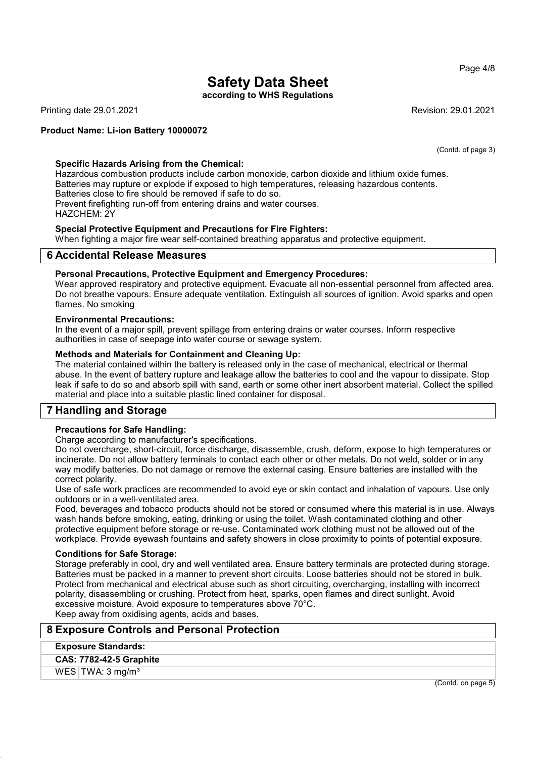(Contd. of page 3)

**Specific Hazards Arising from the Chemical:**

Hazardous combustion products include carbon monoxide, carbon dioxide and lithium oxide fumes.
Batteries may rupture or explode if exposed to high temperatures, releasing hazardous contents.
Batteries close to fire should be removed if safe to do so.
Prevent firefighting run-off from entering drains and water courses.
HAZCHEM: 2Y

**Special Protective Equipment and Precautions for Fire Fighters:**

When fighting a major fire wear self-contained breathing apparatus and protective equipment.

## 6 Accidental Release Measures

**Personal Precautions, Protective Equipment and Emergency Procedures:**

Wear approved respiratory and protective equipment. Evacuate all non-essential personnel from affected area. Do not breathe vapours. Ensure adequate ventilation. Extinguish all sources of ignition. Avoid sparks and open flames. No smoking

**Environmental Precautions:**

In the event of a major spill, prevent spillage from entering drains or water courses. Inform respective authorities in case of seepage into water course or sewage system.

**Methods and Materials for Containment and Cleaning Up:**

The material contained within the battery is released only in the case of mechanical, electrical or thermal abuse. In the event of battery rupture and leakage allow the batteries to cool and the vapour to dissipate. Stop leak if safe to do so and absorb spill with sand, earth or some other inert absorbent material. Collect the spilled material and place into a suitable plastic lined container for disposal.

## 7 Handling and Storage

**Precautions for Safe Handling:**

Charge according to manufacturer's specifications.
Do not overcharge, short-circuit, force discharge, disassemble, crush, deform, expose to high temperatures or incinerate. Do not allow battery terminals to contact each other or other metals. Do not weld, solder or in any way modify batteries. Do not damage or remove the external casing. Ensure batteries are installed with the correct polarity.
Use of safe work practices are recommended to avoid eye or skin contact and inhalation of vapours. Use only outdoors or in a well-ventilated area.
Food, beverages and tobacco products should not be stored or consumed where this material is in use. Always wash hands before smoking, eating, drinking or using the toilet. Wash contaminated clothing and other protective equipment before storage or re-use. Contaminated work clothing must not be allowed out of the workplace. Provide eyewash fountains and safety showers in close proximity to points of potential exposure.

**Conditions for Safe Storage:**

Storage preferably in cool, dry and well ventilated area. Ensure battery terminals are protected during storage. Batteries must be packed in a manner to prevent short circuits. Loose batteries should not be stored in bulk. Protect from mechanical and electrical abuse such as short circuiting, overcharging, installing with incorrect polarity, disassembling or crushing. Protect from heat, sparks, open flames and direct sunlight. Avoid excessive moisture. Avoid exposure to temperatures above 70°C.
Keep away from oxidising agents, acids and bases.

## 8 Exposure Controls and Personal Protection

**Exposure Standards:**

| **CAS: 7782-42-5 Graphite** | |
|---|---|
| WES | TWA: 3 mg/m³ |

(Contd. on page 5)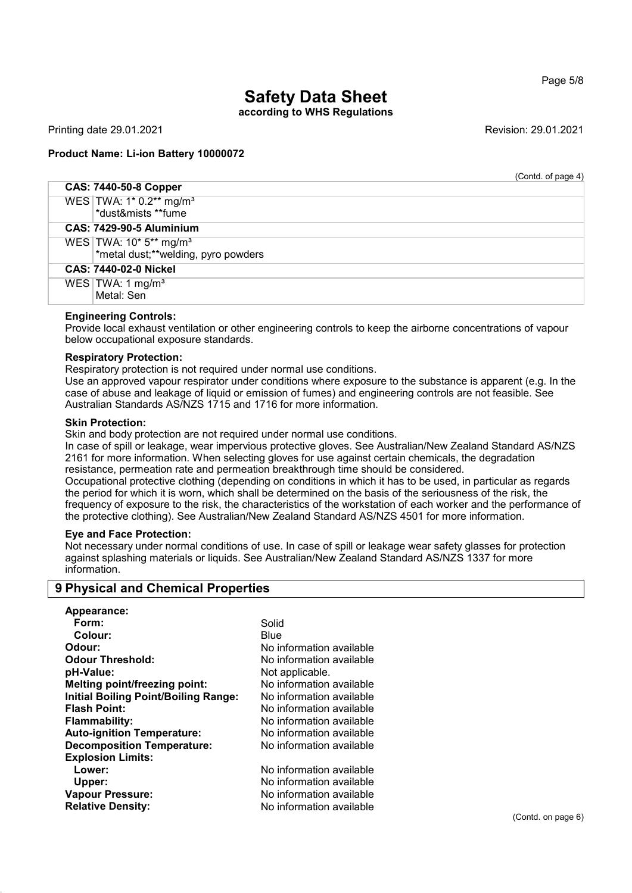(Contd. of page 4)

| CAS: 7440-50-8 Copper | |
|---|---|
| WES | TWA: 1* 0.2** mg/m³<br>*dust&mists **fume |
| **CAS: 7429-90-5 Aluminium** | |
| WES | TWA: 10* 5** mg/m³<br>*metal dust;**welding, pyro powders |
| **CAS: 7440-02-0 Nickel** | |
| WES | TWA: 1 mg/m³<br>Metal: Sen |

**Engineering Controls:**
Provide local exhaust ventilation or other engineering controls to keep the airborne concentrations of vapour below occupational exposure standards.

**Respiratory Protection:**
Respiratory protection is not required under normal use conditions.
Use an approved vapour respirator under conditions where exposure to the substance is apparent (e.g. In the case of abuse and leakage of liquid or emission of fumes) and engineering controls are not feasible. See Australian Standards AS/NZS 1715 and 1716 for more information.

**Skin Protection:**
Skin and body protection are not required under normal use conditions.
In case of spill or leakage, wear impervious protective gloves. See Australian/New Zealand Standard AS/NZS 2161 for more information. When selecting gloves for use against certain chemicals, the degradation resistance, permeation rate and permeation breakthrough time should be considered.
Occupational protective clothing (depending on conditions in which it has to be used, in particular as regards the period for which it is worn, which shall be determined on the basis of the seriousness of the risk, the frequency of exposure to the risk, the characteristics of the workstation of each worker and the performance of the protective clothing). See Australian/New Zealand Standard AS/NZS 4501 for more information.

**Eye and Face Protection:**
Not necessary under normal conditions of use. In case of spill or leakage wear safety glasses for protection against splashing materials or liquids. See Australian/New Zealand Standard AS/NZS 1337 for more information.

## 9 Physical and Chemical Properties

**Appearance:**
- **Form:** Solid
- **Colour:** Blue

**Odour:** No information available
**Odour Threshold:** No information available
**pH-Value:** Not applicable.
**Melting point/freezing point:** No information available
**Initial Boiling Point/Boiling Range:** No information available
**Flash Point:** No information available
**Flammability:** No information available
**Auto-ignition Temperature:** No information available
**Decomposition Temperature:** No information available
**Explosion Limits:**
- **Lower:** No information available
- **Upper:** No information available

**Vapour Pressure:** No information available
**Relative Density:** No information available

(Contd. on page 6)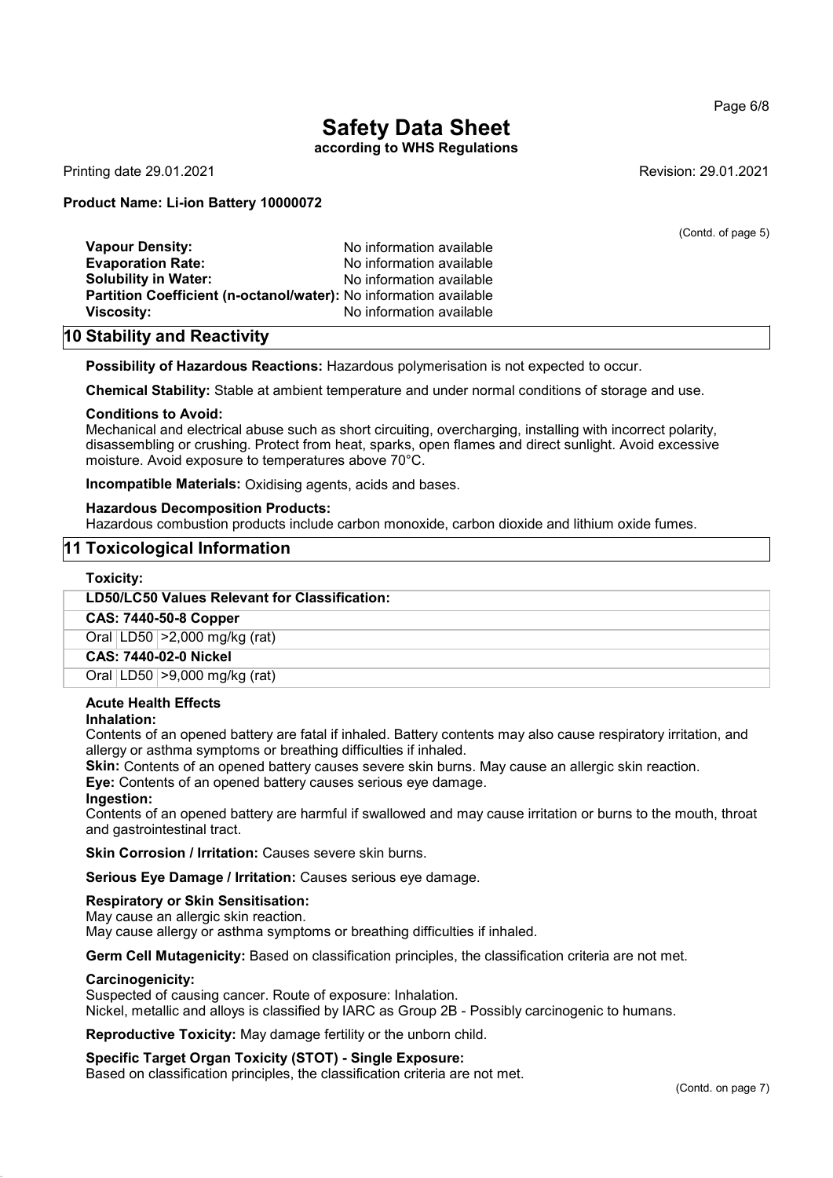# Safety Data Sheet

**according to WHS Regulations**

Printing date 29.01.2021 Revision: 29.01.2021

**Product Name: Li-ion Battery 10000072**

(Contd. of page 5)

| | |
|---|---|
| **Vapour Density:** | No information available |
| **Evaporation Rate:** | No information available |
| **Solubility in Water:** | No information available |
| **Partition Coefficient (n-octanol/water):** | No information available |
| **Viscosity:** | No information available |

## 10 Stability and Reactivity

**Possibility of Hazardous Reactions:** Hazardous polymerisation is not expected to occur.

**Chemical Stability:** Stable at ambient temperature and under normal conditions of storage and use.

**Conditions to Avoid:**
Mechanical and electrical abuse such as short circuiting, overcharging, installing with incorrect polarity, disassembling or crushing. Protect from heat, sparks, open flames and direct sunlight. Avoid excessive moisture. Avoid exposure to temperatures above 70°C.

**Incompatible Materials:** Oxidising agents, acids and bases.

**Hazardous Decomposition Products:**
Hazardous combustion products include carbon monoxide, carbon dioxide and lithium oxide fumes.

## 11 Toxicological Information

**Toxicity:**

| **LD50/LC50 Values Relevant for Classification:** | | |
|---|---|---|
| **CAS: 7440-50-8 Copper** | | |
| Oral | LD50 | >2,000 mg/kg (rat) |
| **CAS: 7440-02-0 Nickel** | | |
| Oral | LD50 | >9,000 mg/kg (rat) |

**Acute Health Effects**

**Inhalation:**
Contents of an opened battery are fatal if inhaled. Battery contents may also cause respiratory irritation, and allergy or asthma symptoms or breathing difficulties if inhaled.

**Skin:** Contents of an opened battery causes severe skin burns. May cause an allergic skin reaction.

**Eye:** Contents of an opened battery causes serious eye damage.

**Ingestion:**
Contents of an opened battery are harmful if swallowed and may cause irritation or burns to the mouth, throat and gastrointestinal tract.

**Skin Corrosion / Irritation:** Causes severe skin burns.

**Serious Eye Damage / Irritation:** Causes serious eye damage.

**Respiratory or Skin Sensitisation:**
May cause an allergic skin reaction.
May cause allergy or asthma symptoms or breathing difficulties if inhaled.

**Germ Cell Mutagenicity:** Based on classification principles, the classification criteria are not met.

**Carcinogenicity:**
Suspected of causing cancer. Route of exposure: Inhalation.
Nickel, metallic and alloys is classified by IARC as Group 2B - Possibly carcinogenic to humans.

**Reproductive Toxicity:** May damage fertility or the unborn child.

**Specific Target Organ Toxicity (STOT) - Single Exposure:**
Based on classification principles, the classification criteria are not met.

(Contd. on page 7)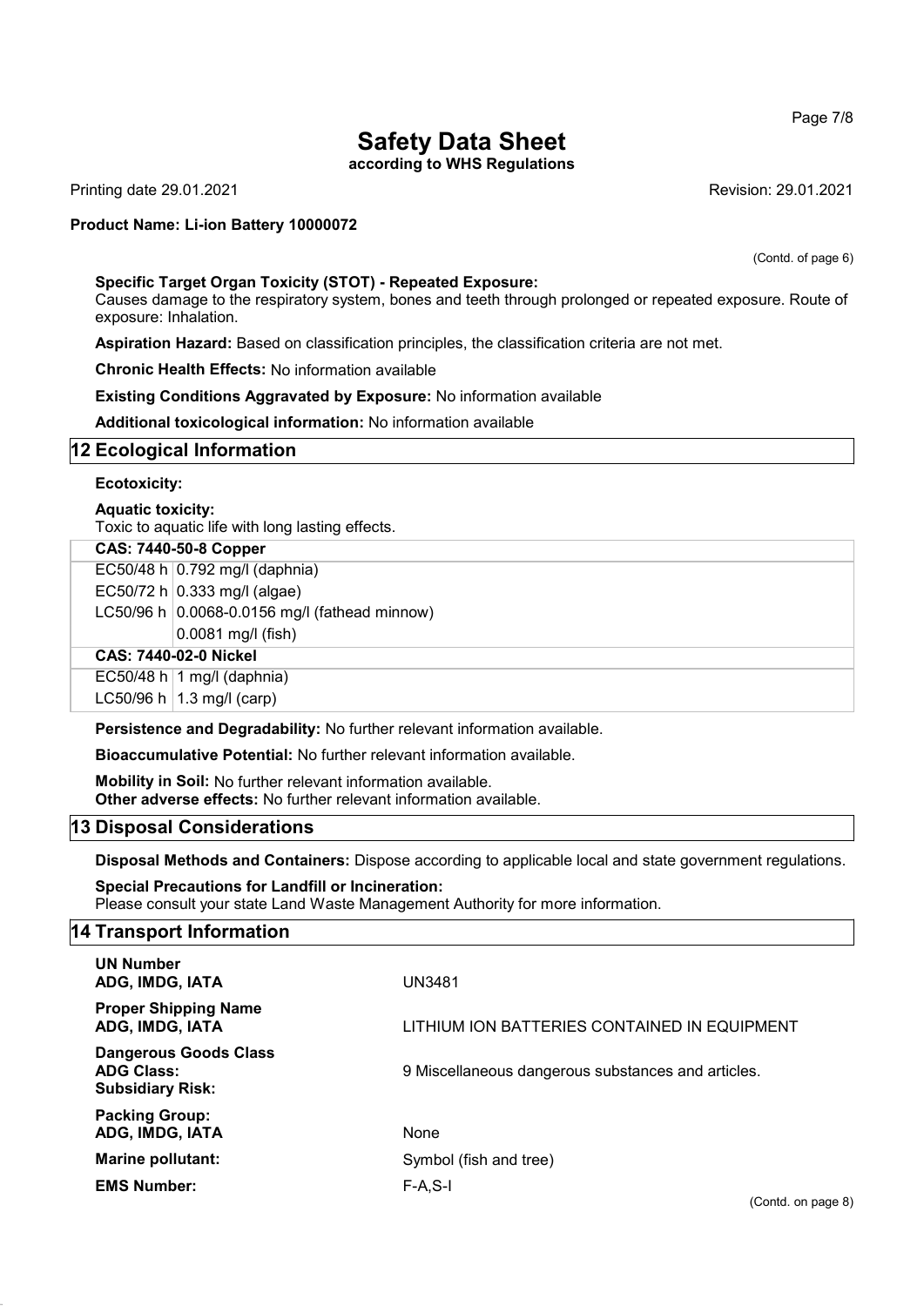(Contd. of page 6)

**Specific Target Organ Toxicity (STOT) - Repeated Exposure:**
Causes damage to the respiratory system, bones and teeth through prolonged or repeated exposure. Route of exposure: Inhalation.

**Aspiration Hazard:** Based on classification principles, the classification criteria are not met.

**Chronic Health Effects:** No information available

**Existing Conditions Aggravated by Exposure:** No information available

**Additional toxicological information:** No information available

## 12 Ecological Information

**Ecotoxicity:**

**Aquatic toxicity:**
Toxic to aquatic life with long lasting effects.

| **CAS: 7440-50-8 Copper** | |
|---|---|
| EC50/48 h | 0.792 mg/l (daphnia) |
| EC50/72 h | 0.333 mg/l (algae) |
| LC50/96 h | 0.0068-0.0156 mg/l (fathead minnow) |
| | 0.0081 mg/l (fish) |
| **CAS: 7440-02-0 Nickel** | |
| EC50/48 h | 1 mg/l (daphnia) |
| LC50/96 h | 1.3 mg/l (carp) |

**Persistence and Degradability:** No further relevant information available.

**Bioaccumulative Potential:** No further relevant information available.

**Mobility in Soil:** No further relevant information available.
**Other adverse effects:** No further relevant information available.

## 13 Disposal Considerations

**Disposal Methods and Containers:** Dispose according to applicable local and state government regulations.

**Special Precautions for Landfill or Incineration:**
Please consult your state Land Waste Management Authority for more information.

## 14 Transport Information

| | |
|---|---|
| **UN Number**<br>**ADG, IMDG, IATA** | UN3481 |
| **Proper Shipping Name**<br>**ADG, IMDG, IATA** | LITHIUM ION BATTERIES CONTAINED IN EQUIPMENT |
| **Dangerous Goods Class**<br>**ADG Class:**<br>**Subsidiary Risk:** | 9 Miscellaneous dangerous substances and articles. |
| **Packing Group:**<br>**ADG, IMDG, IATA** | None |
| **Marine pollutant:** | Symbol (fish and tree) |
| **EMS Number:** | F-A,S-I |

(Contd. on page 8)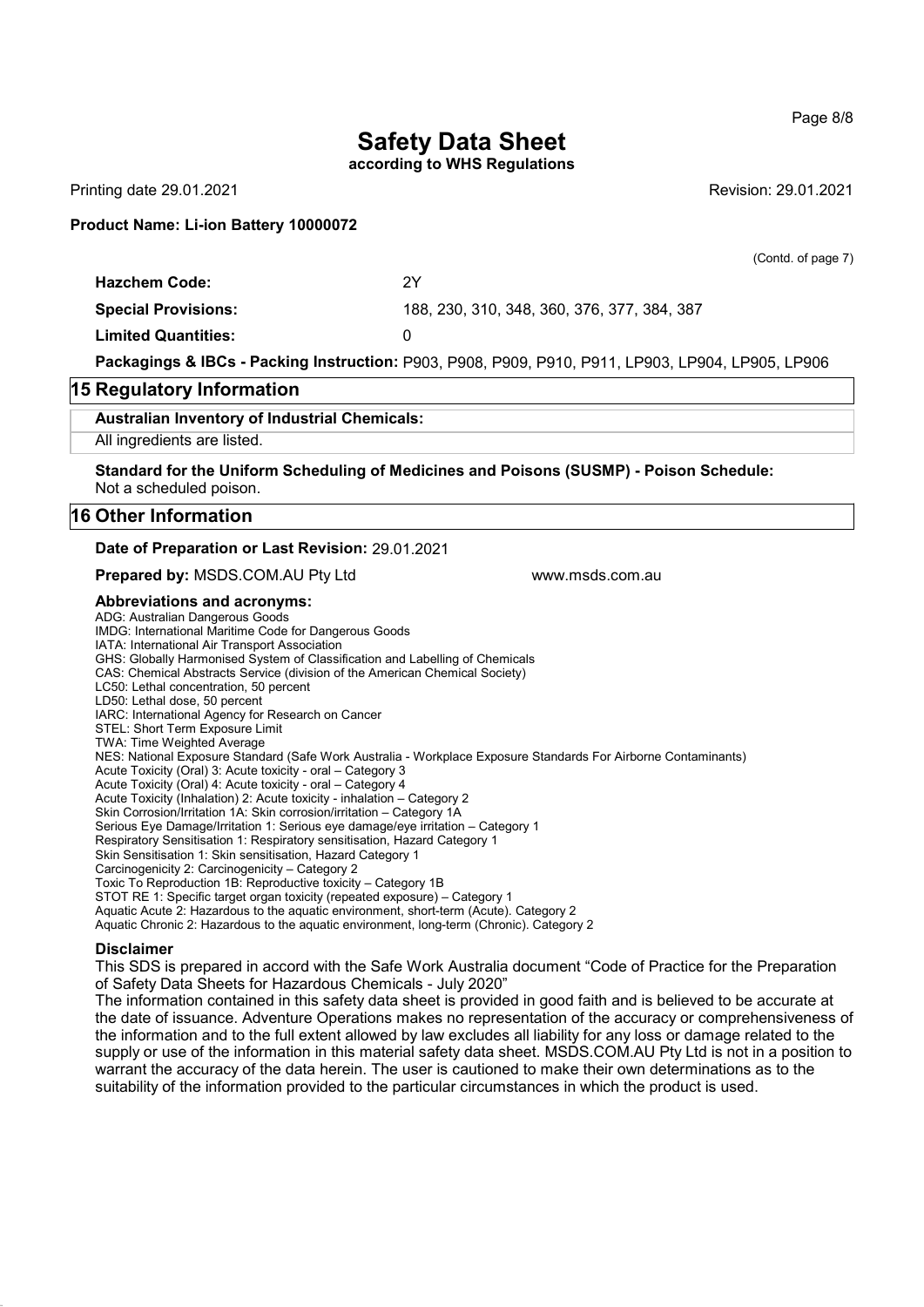# Safety Data Sheet

**according to WHS Regulations**

Printing date 29.01.2021 Revision: 29.01.2021

**Product Name: Li-ion Battery 10000072**

(Contd. of page 7)

| | |
|---|---|
| **Hazchem Code:** | 2Y |
| **Special Provisions:** | 188, 230, 310, 348, 360, 376, 377, 384, 387 |
| **Limited Quantities:** | 0 |

**Packagings & IBCs - Packing Instruction:** P903, P908, P909, P910, P911, LP903, LP904, LP905, LP906

## 15 Regulatory Information

**Australian Inventory of Industrial Chemicals:**

All ingredients are listed.

**Standard for the Uniform Scheduling of Medicines and Poisons (SUSMP) - Poison Schedule:**
Not a scheduled poison.

## 16 Other Information

**Date of Preparation or Last Revision:** 29.01.2021

**Prepared by:** MSDS.COM.AU Pty Ltd www.msds.com.au

**Abbreviations and acronyms:**

ADG: Australian Dangerous Goods
IMDG: International Maritime Code for Dangerous Goods
IATA: International Air Transport Association
GHS: Globally Harmonised System of Classification and Labelling of Chemicals
CAS: Chemical Abstracts Service (division of the American Chemical Society)
LC50: Lethal concentration, 50 percent
LD50: Lethal dose, 50 percent
IARC: International Agency for Research on Cancer
STEL: Short Term Exposure Limit
TWA: Time Weighted Average
NES: National Exposure Standard (Safe Work Australia - Workplace Exposure Standards For Airborne Contaminants)
Acute Toxicity (Oral) 3: Acute toxicity - oral – Category 3
Acute Toxicity (Oral) 4: Acute toxicity - oral – Category 4
Acute Toxicity (Inhalation) 2: Acute toxicity - inhalation – Category 2
Skin Corrosion/Irritation 1A: Skin corrosion/irritation – Category 1A
Serious Eye Damage/Irritation 1: Serious eye damage/eye irritation – Category 1
Respiratory Sensitisation 1: Respiratory sensitisation, Hazard Category 1
Skin Sensitisation 1: Skin sensitisation, Hazard Category 1
Carcinogenicity 2: Carcinogenicity – Category 2
Toxic To Reproduction 1B: Reproductive toxicity – Category 1B
STOT RE 1: Specific target organ toxicity (repeated exposure) – Category 1
Aquatic Acute 2: Hazardous to the aquatic environment, short-term (Acute). Category 2
Aquatic Chronic 2: Hazardous to the aquatic environment, long-term (Chronic). Category 2

**Disclaimer**

This SDS is prepared in accord with the Safe Work Australia document "Code of Practice for the Preparation of Safety Data Sheets for Hazardous Chemicals - July 2020"
The information contained in this safety data sheet is provided in good faith and is believed to be accurate at the date of issuance. Adventure Operations makes no representation of the accuracy or comprehensiveness of the information and to the full extent allowed by law excludes all liability for any loss or damage related to the supply or use of the information in this material safety data sheet. MSDS.COM.AU Pty Ltd is not in a position to warrant the accuracy of the data herein. The user is cautioned to make their own determinations as to the suitability of the information provided to the particular circumstances in which the product is used.